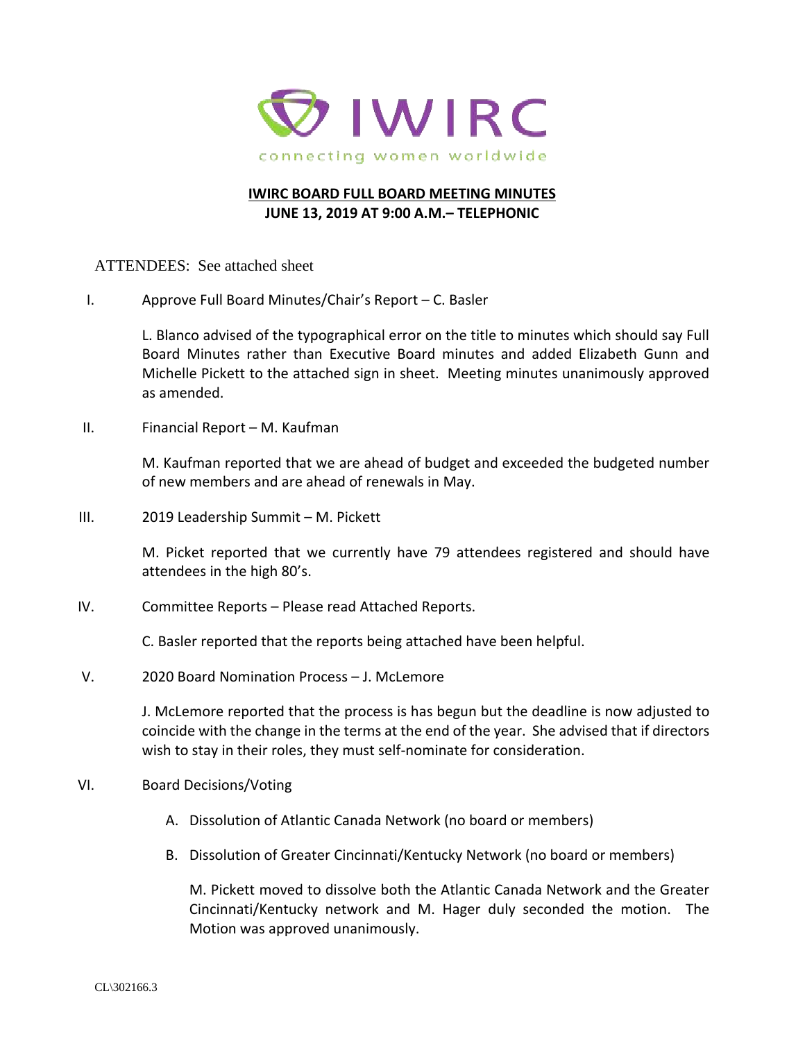IWIRC

connecting women worldwide

**IWIRC BOARD FULL BOARD MEETING MINUTES**
**JUNE 13, 2019 AT 9:00 A.M.– TELEPHONIC**

ATTENDEES: See attached sheet

I. Approve Full Board Minutes/Chair's Report – C. Basler

L. Blanco advised of the typographical error on the title to minutes which should say Full Board Minutes rather than Executive Board minutes and added Elizabeth Gunn and Michelle Pickett to the attached sign in sheet. Meeting minutes unanimously approved as amended.

II. Financial Report – M. Kaufman

M. Kaufman reported that we are ahead of budget and exceeded the budgeted number of new members and are ahead of renewals in May.

III. 2019 Leadership Summit – M. Pickett

M. Picket reported that we currently have 79 attendees registered and should have attendees in the high 80's.

IV. Committee Reports – Please read Attached Reports.

C. Basler reported that the reports being attached have been helpful.

V. 2020 Board Nomination Process – J. McLemore

J. McLemore reported that the process is has begun but the deadline is now adjusted to coincide with the change in the terms at the end of the year. She advised that if directors wish to stay in their roles, they must self-nominate for consideration.

VI. Board Decisions/Voting

A. Dissolution of Atlantic Canada Network (no board or members)

B. Dissolution of Greater Cincinnati/Kentucky Network (no board or members)

M. Pickett moved to dissolve both the Atlantic Canada Network and the Greater Cincinnati/Kentucky network and M. Hager duly seconded the motion. The Motion was approved unanimously.

CL\302166.3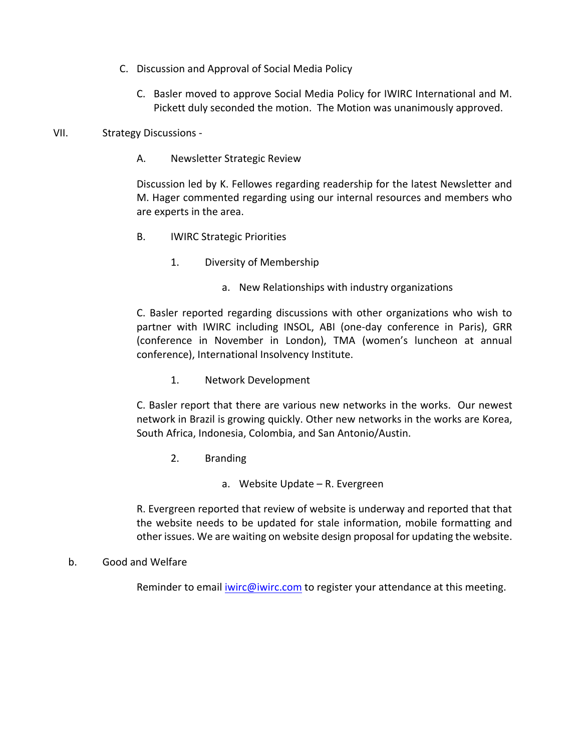C. Discussion and Approval of Social Media Policy

C. Basler moved to approve Social Media Policy for IWIRC International and M. Pickett duly seconded the motion. The Motion was unanimously approved.

VII. Strategy Discussions -

A. Newsletter Strategic Review

Discussion led by K. Fellowes regarding readership for the latest Newsletter and M. Hager commented regarding using our internal resources and members who are experts in the area.

B. IWIRC Strategic Priorities

1. Diversity of Membership

a. New Relationships with industry organizations

C. Basler reported regarding discussions with other organizations who wish to partner with IWIRC including INSOL, ABI (one-day conference in Paris), GRR (conference in November in London), TMA (women's luncheon at annual conference), International Insolvency Institute.

1. Network Development

C. Basler report that there are various new networks in the works. Our newest network in Brazil is growing quickly. Other new networks in the works are Korea, South Africa, Indonesia, Colombia, and San Antonio/Austin.

2. Branding

a. Website Update – R. Evergreen

R. Evergreen reported that review of website is underway and reported that that the website needs to be updated for stale information, mobile formatting and other issues. We are waiting on website design proposal for updating the website.

b. Good and Welfare

Reminder to email iwirc@iwirc.com to register your attendance at this meeting.